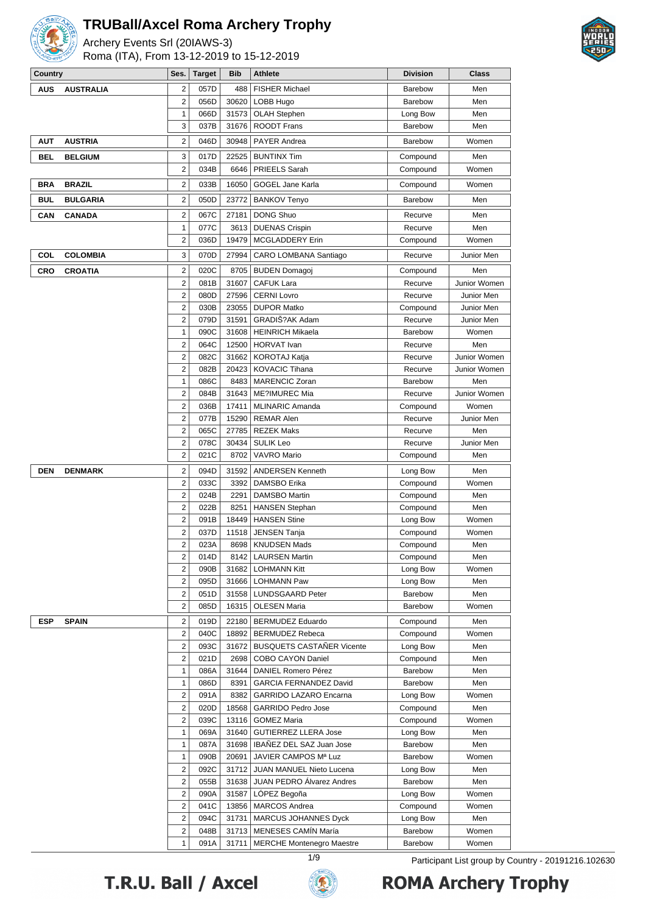# TRUBall/Axcel Roma Archery Trophy

Archery Events Srl (20IAWS-3)

Roma (ITA), From 13-12-2019 to 15-12-2019

| Country | | Ses. | Target | Bib | Athlete | Division | Class |
|---|---|---|---|---|---|---|---|
| **AUS** | **AUSTRALIA** | 2 | 057D | 488 | FISHER Michael | Barebow | Men |
| | | 2 | 056D | 30620 | LOBB Hugo | Barebow | Men |
| | | 1 | 066D | 31573 | OLAH Stephen | Long Bow | Men |
| | | 3 | 037B | 31676 | ROODT Frans | Barebow | Men |
| **AUT** | **AUSTRIA** | 2 | 046D | 30948 | PAYER Andrea | Barebow | Women |
| **BEL** | **BELGIUM** | 3 | 017D | 22525 | BUNTINX Tim | Compound | Men |
| | | 2 | 034B | 6646 | PRIEELS Sarah | Compound | Women |
| **BRA** | **BRAZIL** | 2 | 033B | 16050 | GOGEL Jane Karla | Compound | Women |
| **BUL** | **BULGARIA** | 2 | 050D | 23772 | BANKOV Tenyo | Barebow | Men |
| **CAN** | **CANADA** | 2 | 067C | 27181 | DONG Shuo | Recurve | Men |
| | | 1 | 077C | 3613 | DUENAS Crispin | Recurve | Men |
| | | 2 | 036D | 19479 | MCGLADDERY Erin | Compound | Women |
| **COL** | **COLOMBIA** | 3 | 070D | 27994 | CARO LOMBANA Santiago | Recurve | Junior Men |
| **CRO** | **CROATIA** | 2 | 020C | 8705 | BUDEN Domagoj | Compound | Men |
| | | 2 | 081B | 31607 | CAFUK Lara | Recurve | Junior Women |
| | | 2 | 080D | 27596 | CERNI Lovro | Recurve | Junior Men |
| | | 2 | 030B | 23055 | DUPOR Matko | Compound | Junior Men |
| | | 2 | 079D | 31591 | GRADIŠ?AK Adam | Recurve | Junior Men |
| | | 1 | 090C | 31608 | HEINRICH Mikaela | Barebow | Women |
| | | 2 | 064C | 12500 | HORVAT Ivan | Recurve | Men |
| | | 2 | 082C | 31662 | KOROTAJ Katja | Recurve | Junior Women |
| | | 2 | 082B | 20423 | KOVACIC Tihana | Recurve | Junior Women |
| | | 1 | 086C | 8483 | MARENCIC Zoran | Barebow | Men |
| | | 2 | 084B | 31643 | ME?IMUREC Mia | Recurve | Junior Women |
| | | 2 | 036B | 17411 | MLINARIC Amanda | Compound | Women |
| | | 2 | 077B | 15290 | REMAR Alen | Recurve | Junior Men |
| | | 2 | 065C | 27785 | REZEK Maks | Recurve | Men |
| | | 2 | 078C | 30434 | SULIK Leo | Recurve | Junior Men |
| | | 2 | 021C | 8702 | VAVRO Mario | Compound | Men |
| **DEN** | **DENMARK** | 2 | 094D | 31592 | ANDERSEN Kenneth | Long Bow | Men |
| | | 2 | 033C | 3392 | DAMSBO Erika | Compound | Women |
| | | 2 | 024B | 2291 | DAMSBO Martin | Compound | Men |
| | | 2 | 022B | 8251 | HANSEN Stephan | Compound | Men |
| | | 2 | 091B | 18449 | HANSEN Stine | Long Bow | Women |
| | | 2 | 037D | 11518 | JENSEN Tanja | Compound | Women |
| | | 2 | 023A | 8698 | KNUDSEN Mads | Compound | Men |
| | | 2 | 014D | 8142 | LAURSEN Martin | Compound | Men |
| | | 2 | 090B | 31682 | LOHMANN Kitt | Long Bow | Women |
| | | 2 | 095D | 31666 | LOHMANN Paw | Long Bow | Men |
| | | 2 | 051D | 31558 | LUNDSGAARD Peter | Barebow | Men |
| | | 2 | 085D | 16315 | OLESEN Maria | Barebow | Women |
| **ESP** | **SPAIN** | 2 | 019D | 22180 | BERMUDEZ Eduardo | Compound | Men |
| | | 2 | 040C | 18892 | BERMUDEZ Rebeca | Compound | Women |
| | | 2 | 093C | 31672 | BUSQUETS CASTAÑER Vicente | Long Bow | Men |
| | | 2 | 021D | 2698 | COBO CAYON Daniel | Compound | Men |
| | | 1 | 086A | 31644 | DANIEL Romero Pérez | Barebow | Men |
| | | 1 | 086D | 8391 | GARCIA FERNANDEZ David | Barebow | Men |
| | | 2 | 091A | 8382 | GARRIDO LAZARO Encarna | Long Bow | Women |
| | | 2 | 020D | 18568 | GARRIDO Pedro Jose | Compound | Men |
| | | 2 | 039C | 13116 | GOMEZ Maria | Compound | Women |
| | | 1 | 069A | 31640 | GUTIERREZ LLERA Jose | Long Bow | Men |
| | | 1 | 087A | 31698 | IBAÑEZ DEL SAZ Juan Jose | Barebow | Men |
| | | 1 | 090B | 20691 | JAVIER CAMPOS Mª Luz | Barebow | Women |
| | | 2 | 092C | 31712 | JUAN MANUEL Nieto Lucena | Long Bow | Men |
| | | 2 | 055B | 31638 | JUAN PEDRO Álvarez Andres | Barebow | Men |
| | | 2 | 090A | 31587 | LÓPEZ Begoña | Long Bow | Women |
| | | 2 | 041C | 13856 | MARCOS Andrea | Compound | Women |
| | | 2 | 094C | 31731 | MARCUS JOHANNES Dyck | Long Bow | Men |
| | | 2 | 048B | 31713 | MENESES CAMÍN María | Barebow | Women |
| | | 1 | 091A | 31711 | MERCHE Montenegro Maestre | Barebow | Women |

Participant List group by Country - 20191216.102630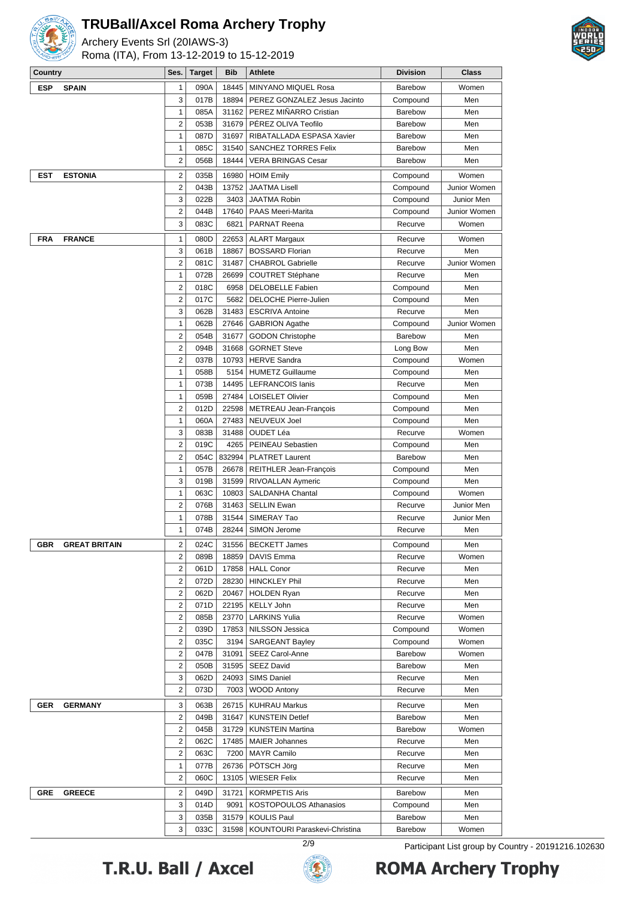# TRUBall/Axcel Roma Archery Trophy

Archery Events Srl (20IAWS-3)
Roma (ITA), From 13-12-2019 to 15-12-2019

| Country | | Ses. | Target | Bib | Athlete | Division | Class |
|---|---|---|---|---|---|---|---|
| ESP | SPAIN | 1 | 090A | 18445 | MINYANO MIQUEL Rosa | Barebow | Women |
| | | 3 | 017B | 18894 | PEREZ GONZALEZ Jesus Jacinto | Compound | Men |
| | | 1 | 085A | 31162 | PEREZ MIÑARRO Cristian | Barebow | Men |
| | | 2 | 053B | 31679 | PÉREZ OLIVA Teofilo | Barebow | Men |
| | | 1 | 087D | 31697 | RIBATALLADA ESPADA Xavier | Barebow | Men |
| | | 1 | 085C | 31540 | SANCHEZ TORRES Felix | Barebow | Men |
| | | 2 | 056B | 18444 | VERA BRINGAS Cesar | Barebow | Men |
| EST | ESTONIA | 2 | 035B | 16980 | HOIM Emily | Compound | Women |
| | | 2 | 043B | 13752 | JAATMA Lisell | Compound | Junior Women |
| | | 3 | 022B | 3403 | JAATMA Robin | Compound | Junior Men |
| | | 2 | 044B | 17640 | PAAS Meeri-Marita | Compound | Junior Women |
| | | 3 | 083C | 6821 | PARNAT Reena | Recurve | Women |
| FRA | FRANCE | 1 | 080D | 22653 | ALART Margaux | Recurve | Women |
| | | 3 | 061B | 18867 | BOSSARD Florian | Recurve | Men |
| | | 2 | 081C | 31487 | CHABROL Gabrielle | Recurve | Junior Women |
| | | 1 | 072B | 26699 | COUTRET Stéphane | Recurve | Men |
| | | 2 | 018C | 6958 | DELOBELLE Fabien | Compound | Men |
| | | 2 | 017C | 5682 | DELOCHE Pierre-Julien | Compound | Men |
| | | 3 | 062B | 31483 | ESCRIVA Antoine | Recurve | Men |
| | | 1 | 062B | 27646 | GABRION Agathe | Compound | Junior Women |
| | | 2 | 054B | 31677 | GODON Christophe | Barebow | Men |
| | | 2 | 094B | 31668 | GORNET Steve | Long Bow | Men |
| | | 2 | 037B | 10793 | HERVE Sandra | Compound | Women |
| | | 1 | 058B | 5154 | HUMETZ Guillaume | Compound | Men |
| | | 1 | 073B | 14495 | LEFRANCOIS Ianis | Recurve | Men |
| | | 1 | 059B | 27484 | LOISELET Olivier | Compound | Men |
| | | 2 | 012D | 22598 | METREAU Jean-François | Compound | Men |
| | | 1 | 060A | 27483 | NEUVEUX Joel | Compound | Men |
| | | 3 | 083B | 31488 | OUDET Léa | Recurve | Women |
| | | 2 | 019C | 4265 | PEINEAU Sebastien | Compound | Men |
| | | 2 | 054C | 832994 | PLATRET Laurent | Barebow | Men |
| | | 1 | 057B | 26678 | REITHLER Jean-François | Compound | Men |
| | | 3 | 019B | 31599 | RIVOALLAN Aymeric | Compound | Men |
| | | 1 | 063C | 10803 | SALDANHA Chantal | Compound | Women |
| | | 2 | 076B | 31463 | SELLIN Ewan | Recurve | Junior Men |
| | | 1 | 078B | 31544 | SIMERAY Tao | Recurve | Junior Men |
| | | 1 | 074B | 28244 | SIMON Jerome | Recurve | Men |
| GBR | GREAT BRITAIN | 2 | 024C | 31556 | BECKETT James | Compound | Men |
| | | 2 | 089B | 18859 | DAVIS Emma | Recurve | Women |
| | | 2 | 061D | 17858 | HALL Conor | Recurve | Men |
| | | 2 | 072D | 28230 | HINCKLEY Phil | Recurve | Men |
| | | 2 | 062D | 20467 | HOLDEN Ryan | Recurve | Men |
| | | 2 | 071D | 22195 | KELLY John | Recurve | Men |
| | | 2 | 085B | 23770 | LARKINS Yulia | Recurve | Women |
| | | 2 | 039D | 17853 | NILSSON Jessica | Compound | Women |
| | | 2 | 035C | 3194 | SARGEANT Bayley | Compound | Women |
| | | 2 | 047B | 31091 | SEEZ Carol-Anne | Barebow | Women |
| | | 2 | 050B | 31595 | SEEZ David | Barebow | Men |
| | | 3 | 062D | 24093 | SIMS Daniel | Recurve | Men |
| | | 2 | 073D | 7003 | WOOD Antony | Recurve | Men |
| GER | GERMANY | 3 | 063B | 26715 | KUHRAU Markus | Recurve | Men |
| | | 2 | 049B | 31647 | KUNSTEIN Detlef | Barebow | Men |
| | | 2 | 045B | 31729 | KUNSTEIN Martina | Barebow | Women |
| | | 2 | 062C | 17485 | MAIER Johannes | Recurve | Men |
| | | 2 | 063C | 7200 | MAYR Camilo | Recurve | Men |
| | | 1 | 077B | 26736 | PÖTSCH Jörg | Recurve | Men |
| | | 2 | 060C | 13105 | WIESER Felix | Recurve | Men |
| GRE | GREECE | 2 | 049D | 31721 | KORMPETIS Aris | Barebow | Men |
| | | 3 | 014D | 9091 | KOSTOPOULOS Athanasios | Compound | Men |
| | | 3 | 035B | 31579 | KOULIS Paul | Barebow | Men |
| | | 3 | 033C | 31598 | KOUNTOURI Paraskevi-Christina | Barebow | Women |

Participant List group by Country - 20191216.102630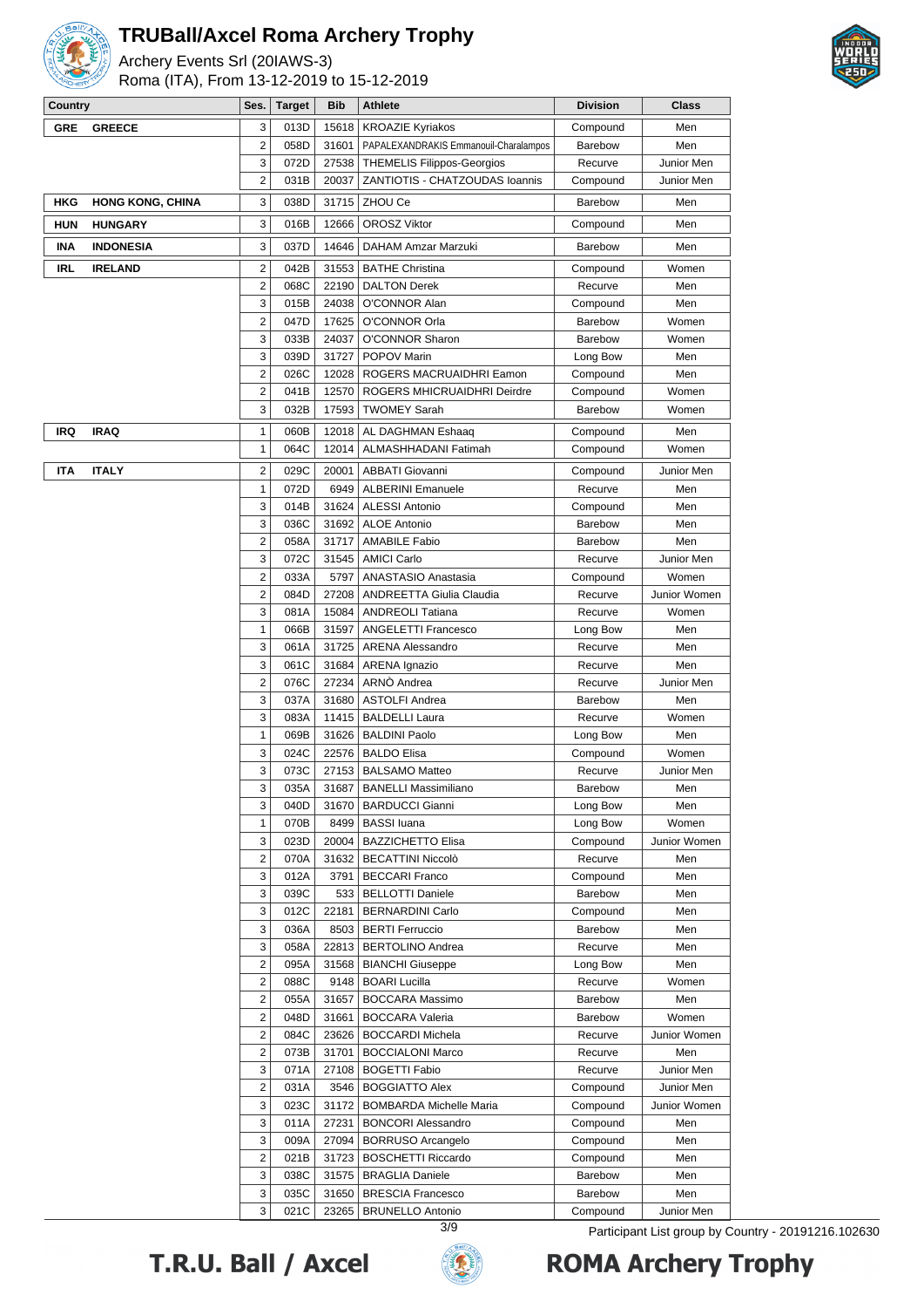# TRUBall/Axcel Roma Archery Trophy

Archery Events Srl (20IAWS-3)

Roma (ITA), From 13-12-2019 to 15-12-2019

| Country | | Ses. | Target | Bib | Athlete | Division | Class |
|---|---|---|---|---|---|---|---|
| GRE | GREECE | 3 | 013D | 15618 | KROAZIE Kyriakos | Compound | Men |
| | | 2 | 058D | 31601 | PAPALEXANDRAKIS Emmanouil-Charalampos | Barebow | Men |
| | | 3 | 072D | 27538 | THEMELIS Filippos-Georgios | Recurve | Junior Men |
| | | 2 | 031B | 20037 | ZANTIOTIS - CHATZOUDAS Ioannis | Compound | Junior Men |
| HKG | HONG KONG, CHINA | 3 | 038D | 31715 | ZHOU Ce | Barebow | Men |
| HUN | HUNGARY | 3 | 016B | 12666 | OROSZ Viktor | Compound | Men |
| INA | INDONESIA | 3 | 037D | 14646 | DAHAM Amzar Marzuki | Barebow | Men |
| IRL | IRELAND | 2 | 042B | 31553 | BATHE Christina | Compound | Women |
| | | 2 | 068C | 22190 | DALTON Derek | Recurve | Men |
| | | 3 | 015B | 24038 | O'CONNOR Alan | Compound | Men |
| | | 2 | 047D | 17625 | O'CONNOR Orla | Barebow | Women |
| | | 3 | 033B | 24037 | O'CONNOR Sharon | Barebow | Women |
| | | 3 | 039D | 31727 | POPOV Marin | Long Bow | Men |
| | | 2 | 026C | 12028 | ROGERS MACRUAIDHRI Eamon | Compound | Men |
| | | 2 | 041B | 12570 | ROGERS MHICRUAIDHRI Deirdre | Compound | Women |
| | | 3 | 032B | 17593 | TWOMEY Sarah | Barebow | Women |
| IRQ | IRAQ | 1 | 060B | 12018 | AL DAGHMAN Eshaaq | Compound | Men |
| | | 1 | 064C | 12014 | ALMASHHADANI Fatimah | Compound | Women |
| ITA | ITALY | 2 | 029C | 20001 | ABBATI Giovanni | Compound | Junior Men |
| | | 1 | 072D | 6949 | ALBERINI Emanuele | Recurve | Men |
| | | 3 | 014B | 31624 | ALESSI Antonio | Compound | Men |
| | | 3 | 036C | 31692 | ALOE Antonio | Barebow | Men |
| | | 2 | 058A | 31717 | AMABILE Fabio | Barebow | Men |
| | | 3 | 072C | 31545 | AMICI Carlo | Recurve | Junior Men |
| | | 2 | 033A | 5797 | ANASTASIO Anastasia | Compound | Women |
| | | 2 | 084D | 27208 | ANDREETTA Giulia Claudia | Recurve | Junior Women |
| | | 3 | 081A | 15084 | ANDREOLI Tatiana | Recurve | Women |
| | | 1 | 066B | 31597 | ANGELETTI Francesco | Long Bow | Men |
| | | 3 | 061A | 31725 | ARENA Alessandro | Recurve | Men |
| | | 3 | 061C | 31684 | ARENA Ignazio | Recurve | Men |
| | | 2 | 076C | 27234 | ARNÒ Andrea | Recurve | Junior Men |
| | | 3 | 037A | 31680 | ASTOLFI Andrea | Barebow | Men |
| | | 3 | 083A | 11415 | BALDELLI Laura | Recurve | Women |
| | | 1 | 069B | 31626 | BALDINI Paolo | Long Bow | Men |
| | | 3 | 024C | 22576 | BALDO Elisa | Compound | Women |
| | | 3 | 073C | 27153 | BALSAMO Matteo | Recurve | Junior Men |
| | | 3 | 035A | 31687 | BANELLI Massimiliano | Barebow | Men |
| | | 3 | 040D | 31670 | BARDUCCI Gianni | Long Bow | Men |
| | | 1 | 070B | 8499 | BASSI Iuana | Long Bow | Women |
| | | 3 | 023D | 20004 | BAZZICHETTO Elisa | Compound | Junior Women |
| | | 2 | 070A | 31632 | BECATTINI Niccolò | Recurve | Men |
| | | 3 | 012A | 3791 | BECCARI Franco | Compound | Men |
| | | 3 | 039C | 533 | BELLOTTI Daniele | Barebow | Men |
| | | 3 | 012C | 22181 | BERNARDINI Carlo | Compound | Men |
| | | 3 | 036A | 8503 | BERTI Ferruccio | Barebow | Men |
| | | 3 | 058A | 22813 | BERTOLINO Andrea | Recurve | Men |
| | | 2 | 095A | 31568 | BIANCHI Giuseppe | Long Bow | Men |
| | | 2 | 088C | 9148 | BOARI Lucilla | Recurve | Women |
| | | 2 | 055A | 31657 | BOCCARA Massimo | Barebow | Men |
| | | 2 | 048D | 31661 | BOCCARA Valeria | Barebow | Women |
| | | 2 | 084C | 23626 | BOCCARDI Michela | Recurve | Junior Women |
| | | 2 | 073B | 31701 | BOCCIALONI Marco | Recurve | Men |
| | | 3 | 071A | 27108 | BOGETTI Fabio | Recurve | Junior Men |
| | | 2 | 031A | 3546 | BOGGIATTO Alex | Compound | Junior Men |
| | | 3 | 023C | 31172 | BOMBARDA Michelle Maria | Compound | Junior Women |
| | | 3 | 011A | 27231 | BONCORI Alessandro | Compound | Men |
| | | 3 | 009A | 27094 | BORRUSO Arcangelo | Compound | Men |
| | | 2 | 021B | 31723 | BOSCHETTI Riccardo | Compound | Men |
| | | 3 | 038C | 31575 | BRAGLIA Daniele | Barebow | Men |
| | | 3 | 035C | 31650 | BRESCIA Francesco | Barebow | Men |
| | | 3 | 021C | 23265 | BRUNELLO Antonio | Compound | Junior Men |

Participant List group by Country - 20191216.102630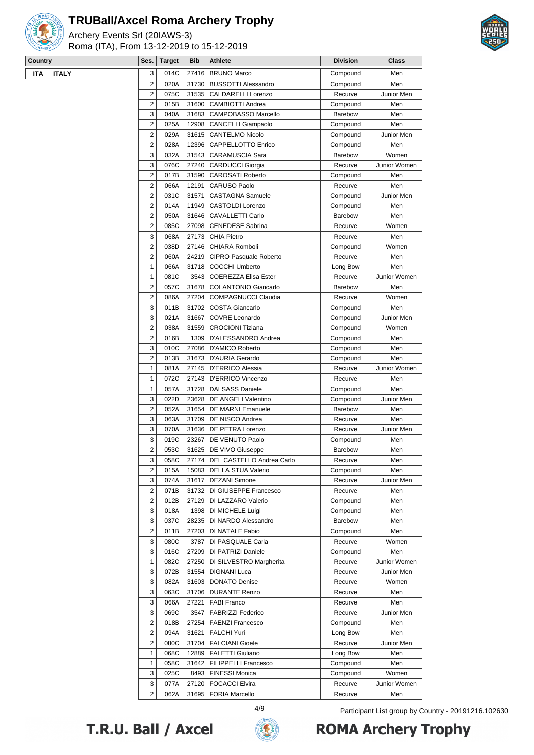# TRUBall/Axcel Roma Archery Trophy

Archery Events Srl (20IAWS-3)

Roma (ITA), From 13-12-2019 to 15-12-2019

| Country | Ses. | Target | Bib | Athlete | Division | Class |
|---|---|---|---|---|---|---|
| ITA ITALY | 3 | 014C | 27416 | BRUNO Marco | Compound | Men |
| | 2 | 020A | 31730 | BUSSOTTI Alessandro | Compound | Men |
| | 2 | 075C | 31535 | CALDARELLI Lorenzo | Recurve | Junior Men |
| | 2 | 015B | 31600 | CAMBIOTTI Andrea | Compound | Men |
| | 3 | 040A | 31683 | CAMPOBASSO Marcello | Barebow | Men |
| | 2 | 025A | 12908 | CANCELLI Giampaolo | Compound | Men |
| | 2 | 029A | 31615 | CANTELMO Nicolo | Compound | Junior Men |
| | 2 | 028A | 12396 | CAPPELLOTTO Enrico | Compound | Men |
| | 3 | 032A | 31543 | CARAMUSCIA Sara | Barebow | Women |
| | 3 | 076C | 27240 | CARDUCCI Giorgia | Recurve | Junior Women |
| | 2 | 017B | 31590 | CAROSATI Roberto | Compound | Men |
| | 2 | 066A | 12191 | CARUSO Paolo | Recurve | Men |
| | 2 | 031C | 31571 | CASTAGNA Samuele | Compound | Junior Men |
| | 2 | 014A | 11949 | CASTOLDI Lorenzo | Compound | Men |
| | 2 | 050A | 31646 | CAVALLETTI Carlo | Barebow | Men |
| | 2 | 085C | 27098 | CENEDESE Sabrina | Recurve | Women |
| | 3 | 068A | 27173 | CHIA Pietro | Recurve | Men |
| | 2 | 038D | 27146 | CHIARA Romboli | Compound | Women |
| | 2 | 060A | 24219 | CIPRO Pasquale Roberto | Recurve | Men |
| | 1 | 066A | 31718 | COCCHI Umberto | Long Bow | Men |
| | 1 | 081C | 3543 | COEREZZA Elisa Ester | Recurve | Junior Women |
| | 2 | 057C | 31678 | COLANTONIO Giancarlo | Barebow | Men |
| | 2 | 086A | 27204 | COMPAGNUCCI Claudia | Recurve | Women |
| | 3 | 011B | 31702 | COSTA Giancarlo | Compound | Men |
| | 3 | 021A | 31667 | COVRE Leonardo | Compound | Junior Men |
| | 2 | 038A | 31559 | CROCIONI Tiziana | Compound | Women |
| | 2 | 016B | 1309 | D'ALESSANDRO Andrea | Compound | Men |
| | 3 | 010C | 27086 | D'AMICO Roberto | Compound | Men |
| | 2 | 013B | 31673 | D'AURIA Gerardo | Compound | Men |
| | 1 | 081A | 27145 | D'ERRICO Alessia | Recurve | Junior Women |
| | 1 | 072C | 27143 | D'ERRICO Vincenzo | Recurve | Men |
| | 1 | 057A | 31728 | DALSASS Daniele | Compound | Men |
| | 3 | 022D | 23628 | DE ANGELI Valentino | Compound | Junior Men |
| | 2 | 052A | 31654 | DE MARNI Emanuele | Barebow | Men |
| | 3 | 063A | 31709 | DE NISCO Andrea | Recurve | Men |
| | 3 | 070A | 31636 | DE PETRA Lorenzo | Recurve | Junior Men |
| | 3 | 019C | 23267 | DE VENUTO Paolo | Compound | Men |
| | 2 | 053C | 31625 | DE VIVO Giuseppe | Barebow | Men |
| | 3 | 058C | 27174 | DEL CASTELLO Andrea Carlo | Recurve | Men |
| | 2 | 015A | 15083 | DELLA STUA Valerio | Compound | Men |
| | 3 | 074A | 31617 | DEZANI Simone | Recurve | Junior Men |
| | 2 | 071B | 31732 | DI GIUSEPPE Francesco | Recurve | Men |
| | 2 | 012B | 27129 | DI LAZZARO Valerio | Compound | Men |
| | 3 | 018A | 1398 | DI MICHELE Luigi | Compound | Men |
| | 3 | 037C | 28235 | DI NARDO Alessandro | Barebow | Men |
| | 2 | 011B | 27203 | DI NATALE Fabio | Compound | Men |
| | 3 | 080C | 3787 | DI PASQUALE Carla | Recurve | Women |
| | 3 | 016C | 27209 | DI PATRIZI Daniele | Compound | Men |
| | 1 | 082C | 27250 | DI SILVESTRO Margherita | Recurve | Junior Women |
| | 3 | 072B | 31554 | DIGNANI Luca | Recurve | Junior Men |
| | 3 | 082A | 31603 | DONATO Denise | Recurve | Women |
| | 3 | 063C | 31706 | DURANTE Renzo | Recurve | Men |
| | 3 | 066A | 27221 | FABI Franco | Recurve | Men |
| | 3 | 069C | 3547 | FABRIZZI Federico | Recurve | Junior Men |
| | 2 | 018B | 27254 | FAENZI Francesco | Compound | Men |
| | 2 | 094A | 31621 | FALCHI Yuri | Long Bow | Men |
| | 2 | 080C | 31704 | FALCIANI Gioele | Recurve | Junior Men |
| | 1 | 068C | 12889 | FALETTI Giuliano | Long Bow | Men |
| | 1 | 058C | 31642 | FILIPPELLI Francesco | Compound | Men |
| | 3 | 025C | 8493 | FINESSI Monica | Compound | Women |
| | 3 | 077A | 27120 | FOCACCI Elvira | Recurve | Junior Women |
| | 2 | 062A | 31695 | FORIA Marcello | Recurve | Men |

Participant List group by Country - 20191216.102630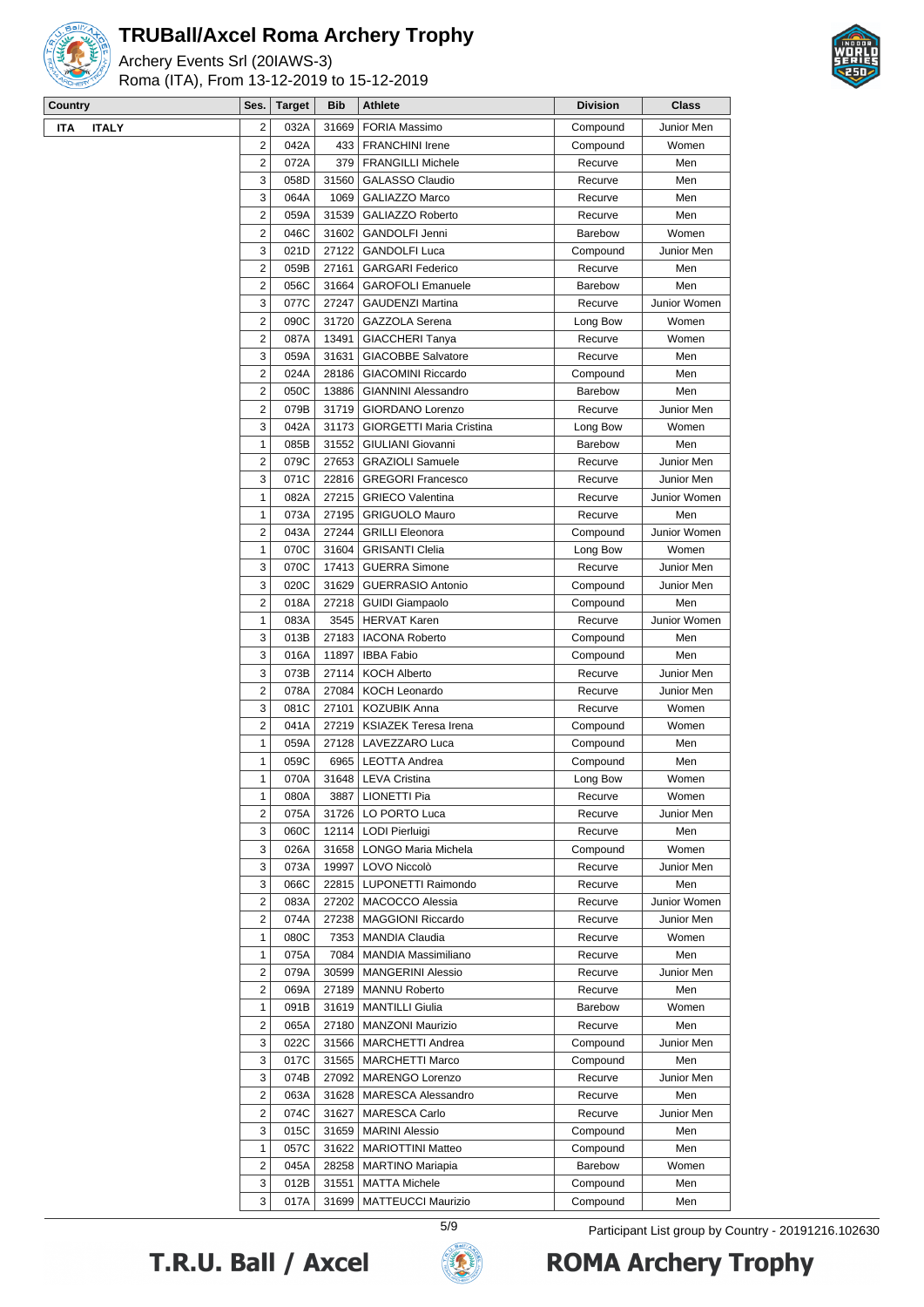# TRUBall/Axcel Roma Archery Trophy

Archery Events Srl (20IAWS-3)
Roma (ITA), From 13-12-2019 to 15-12-2019

| Country | Ses. | Target | Bib | Athlete | Division | Class |
|---|---|---|---|---|---|---|
| ITA ITALY | 2 | 032A | 31669 | FORIA Massimo | Compound | Junior Men |
| | 2 | 042A | 433 | FRANCHINI Irene | Compound | Women |
| | 2 | 072A | 379 | FRANGILLI Michele | Recurve | Men |
| | 3 | 058D | 31560 | GALASSO Claudio | Recurve | Men |
| | 3 | 064A | 1069 | GALIAZZO Marco | Recurve | Men |
| | 2 | 059A | 31539 | GALIAZZO Roberto | Recurve | Men |
| | 2 | 046C | 31602 | GANDOLFI Jenni | Barebow | Women |
| | 3 | 021D | 27122 | GANDOLFI Luca | Compound | Junior Men |
| | 2 | 059B | 27161 | GARGARI Federico | Recurve | Men |
| | 2 | 056C | 31664 | GAROFOLI Emanuele | Barebow | Men |
| | 3 | 077C | 27247 | GAUDENZI Martina | Recurve | Junior Women |
| | 2 | 090C | 31720 | GAZZOLA Serena | Long Bow | Women |
| | 2 | 087A | 13491 | GIACCHERI Tanya | Recurve | Women |
| | 3 | 059A | 31631 | GIACOBBE Salvatore | Recurve | Men |
| | 2 | 024A | 28186 | GIACOMINI Riccardo | Compound | Men |
| | 2 | 050C | 13886 | GIANNINI Alessandro | Barebow | Men |
| | 2 | 079B | 31719 | GIORDANO Lorenzo | Recurve | Junior Men |
| | 3 | 042A | 31173 | GIORGETTI Maria Cristina | Long Bow | Women |
| | 1 | 085B | 31552 | GIULIANI Giovanni | Barebow | Men |
| | 2 | 079C | 27653 | GRAZIOLI Samuele | Recurve | Junior Men |
| | 3 | 071C | 22816 | GREGORI Francesco | Recurve | Junior Men |
| | 1 | 082A | 27215 | GRIECO Valentina | Recurve | Junior Women |
| | 1 | 073A | 27195 | GRIGUOLO Mauro | Recurve | Men |
| | 2 | 043A | 27244 | GRILLI Eleonora | Compound | Junior Women |
| | 1 | 070C | 31604 | GRISANTI Clelia | Long Bow | Women |
| | 3 | 070C | 17413 | GUERRA Simone | Recurve | Junior Men |
| | 3 | 020C | 31629 | GUERRASIO Antonio | Compound | Junior Men |
| | 2 | 018A | 27218 | GUIDI Giampaolo | Compound | Men |
| | 1 | 083A | 3545 | HERVAT Karen | Recurve | Junior Women |
| | 3 | 013B | 27183 | IACONA Roberto | Compound | Men |
| | 3 | 016A | 11897 | IBBA Fabio | Compound | Men |
| | 3 | 073B | 27114 | KOCH Alberto | Recurve | Junior Men |
| | 2 | 078A | 27084 | KOCH Leonardo | Recurve | Junior Men |
| | 3 | 081C | 27101 | KOZUBIK Anna | Recurve | Women |
| | 2 | 041A | 27219 | KSIAZEK Teresa Irena | Compound | Women |
| | 1 | 059A | 27128 | LAVEZZARO Luca | Compound | Men |
| | 1 | 059C | 6965 | LEOTTA Andrea | Compound | Men |
| | 1 | 070A | 31648 | LEVA Cristina | Long Bow | Women |
| | 1 | 080A | 3887 | LIONETTI Pia | Recurve | Women |
| | 2 | 075A | 31726 | LO PORTO Luca | Recurve | Junior Men |
| | 3 | 060C | 12114 | LODI Pierluigi | Recurve | Men |
| | 3 | 026A | 31658 | LONGO Maria Michela | Compound | Women |
| | 3 | 073A | 19997 | LOVO Niccolò | Recurve | Junior Men |
| | 3 | 066C | 22815 | LUPONETTI Raimondo | Recurve | Men |
| | 2 | 083A | 27202 | MACOCCO Alessia | Recurve | Junior Women |
| | 2 | 074A | 27238 | MAGGIONI Riccardo | Recurve | Junior Men |
| | 1 | 080C | 7353 | MANDIA Claudia | Recurve | Women |
| | 1 | 075A | 7084 | MANDIA Massimiliano | Recurve | Men |
| | 2 | 079A | 30599 | MANGERINI Alessio | Recurve | Junior Men |
| | 2 | 069A | 27189 | MANNU Roberto | Recurve | Men |
| | 1 | 091B | 31619 | MANTILLI Giulia | Barebow | Women |
| | 2 | 065A | 27180 | MANZONI Maurizio | Recurve | Men |
| | 3 | 022C | 31566 | MARCHETTI Andrea | Compound | Junior Men |
| | 3 | 017C | 31565 | MARCHETTI Marco | Compound | Men |
| | 3 | 074B | 27092 | MARENGO Lorenzo | Recurve | Junior Men |
| | 2 | 063A | 31628 | MARESCA Alessandro | Recurve | Men |
| | 2 | 074C | 31627 | MARESCA Carlo | Recurve | Junior Men |
| | 3 | 015C | 31659 | MARINI Alessio | Compound | Men |
| | 1 | 057C | 31622 | MARIOTTINI Matteo | Compound | Men |
| | 2 | 045A | 28258 | MARTINO Mariapia | Barebow | Women |
| | 3 | 012B | 31551 | MATTA Michele | Compound | Men |
| | 3 | 017A | 31699 | MATTEUCCI Maurizio | Compound | Men |

Participant List group by Country - 20191216.102630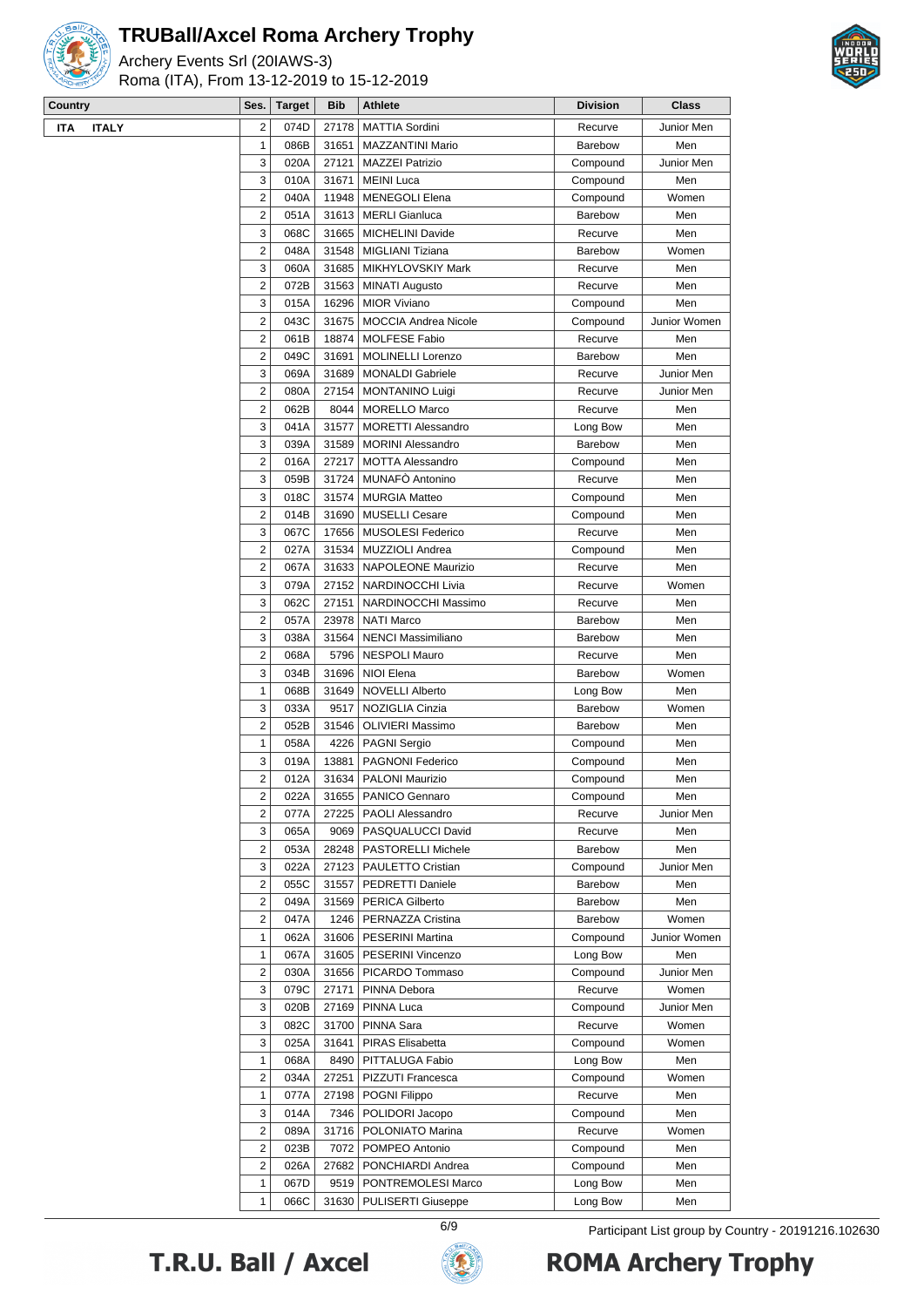# TRUBall/Axcel Roma Archery Trophy

Archery Events Srl (20IAWS-3)
Roma (ITA), From 13-12-2019 to 15-12-2019

| Country | Ses. | Target | Bib | Athlete | Division | Class |
|---|---|---|---|---|---|---|
| ITA ITALY | 2 | 074D | 27178 | MATTIA Sordini | Recurve | Junior Men |
| | 1 | 086B | 31651 | MAZZANTINI Mario | Barebow | Men |
| | 3 | 020A | 27121 | MAZZEI Patrizio | Compound | Junior Men |
| | 3 | 010A | 31671 | MEINI Luca | Compound | Men |
| | 2 | 040A | 11948 | MENEGOLI Elena | Compound | Women |
| | 2 | 051A | 31613 | MERLI Gianluca | Barebow | Men |
| | 3 | 068C | 31665 | MICHELINI Davide | Recurve | Men |
| | 2 | 048A | 31548 | MIGLIANI Tiziana | Barebow | Women |
| | 3 | 060A | 31685 | MIKHYLOVSKIY Mark | Recurve | Men |
| | 2 | 072B | 31563 | MINATI Augusto | Recurve | Men |
| | 3 | 015A | 16296 | MIOR Viviano | Compound | Men |
| | 2 | 043C | 31675 | MOCCIA Andrea Nicole | Compound | Junior Women |
| | 2 | 061B | 18874 | MOLFESE Fabio | Recurve | Men |
| | 2 | 049C | 31691 | MOLINELLI Lorenzo | Barebow | Men |
| | 3 | 069A | 31689 | MONALDI Gabriele | Recurve | Junior Men |
| | 2 | 080A | 27154 | MONTANINO Luigi | Recurve | Junior Men |
| | 2 | 062B | 8044 | MORELLO Marco | Recurve | Men |
| | 3 | 041A | 31577 | MORETTI Alessandro | Long Bow | Men |
| | 3 | 039A | 31589 | MORINI Alessandro | Barebow | Men |
| | 2 | 016A | 27217 | MOTTA Alessandro | Compound | Men |
| | 3 | 059B | 31724 | MUNAFÒ Antonino | Recurve | Men |
| | 3 | 018C | 31574 | MURGIA Matteo | Compound | Men |
| | 2 | 014B | 31690 | MUSELLI Cesare | Compound | Men |
| | 3 | 067C | 17656 | MUSOLESI Federico | Recurve | Men |
| | 2 | 027A | 31534 | MUZZIOLI Andrea | Compound | Men |
| | 2 | 067A | 31633 | NAPOLEONE Maurizio | Recurve | Men |
| | 3 | 079A | 27152 | NARDINOCCHI Livia | Recurve | Women |
| | 3 | 062C | 27151 | NARDINOCCHI Massimo | Recurve | Men |
| | 2 | 057A | 23978 | NATI Marco | Barebow | Men |
| | 3 | 038A | 31564 | NENCI Massimiliano | Barebow | Men |
| | 2 | 068A | 5796 | NESPOLI Mauro | Recurve | Men |
| | 3 | 034B | 31696 | NIOI Elena | Barebow | Women |
| | 1 | 068B | 31649 | NOVELLI Alberto | Long Bow | Men |
| | 3 | 033A | 9517 | NOZIGLIA Cinzia | Barebow | Women |
| | 2 | 052B | 31546 | OLIVIERI Massimo | Barebow | Men |
| | 1 | 058A | 4226 | PAGNI Sergio | Compound | Men |
| | 3 | 019A | 13881 | PAGNONI Federico | Compound | Men |
| | 2 | 012A | 31634 | PALONI Maurizio | Compound | Men |
| | 2 | 022A | 31655 | PANICO Gennaro | Compound | Men |
| | 2 | 077A | 27225 | PAOLI Alessandro | Recurve | Junior Men |
| | 3 | 065A | 9069 | PASQUALUCCI David | Recurve | Men |
| | 2 | 053A | 28248 | PASTORELLI Michele | Barebow | Men |
| | 3 | 022A | 27123 | PAULETTO Cristian | Compound | Junior Men |
| | 2 | 055C | 31557 | PEDRETTI Daniele | Barebow | Men |
| | 2 | 049A | 31569 | PERICA Gilberto | Barebow | Men |
| | 2 | 047A | 1246 | PERNAZZA Cristina | Barebow | Women |
| | 1 | 062A | 31606 | PESERINI Martina | Compound | Junior Women |
| | 1 | 067A | 31605 | PESERINI Vincenzo | Long Bow | Men |
| | 2 | 030A | 31656 | PICARDO Tommaso | Compound | Junior Men |
| | 3 | 079C | 27171 | PINNA Debora | Recurve | Women |
| | 3 | 020B | 27169 | PINNA Luca | Compound | Junior Men |
| | 3 | 082C | 31700 | PINNA Sara | Recurve | Women |
| | 3 | 025A | 31641 | PIRAS Elisabetta | Compound | Women |
| | 1 | 068A | 8490 | PITTALUGA Fabio | Long Bow | Men |
| | 2 | 034A | 27251 | PIZZUTI Francesca | Compound | Women |
| | 1 | 077A | 27198 | POGNI Filippo | Recurve | Men |
| | 3 | 014A | 7346 | POLIDORI Jacopo | Compound | Men |
| | 2 | 089A | 31716 | POLONIATO Marina | Recurve | Women |
| | 2 | 023B | 7072 | POMPEO Antonio | Compound | Men |
| | 2 | 026A | 27682 | PONCHIARDI Andrea | Compound | Men |
| | 1 | 067D | 9519 | PONTREMOLESI Marco | Long Bow | Men |
| | 1 | 066C | 31630 | PULISERTI Giuseppe | Long Bow | Men |

Participant List group by Country - 20191216.102630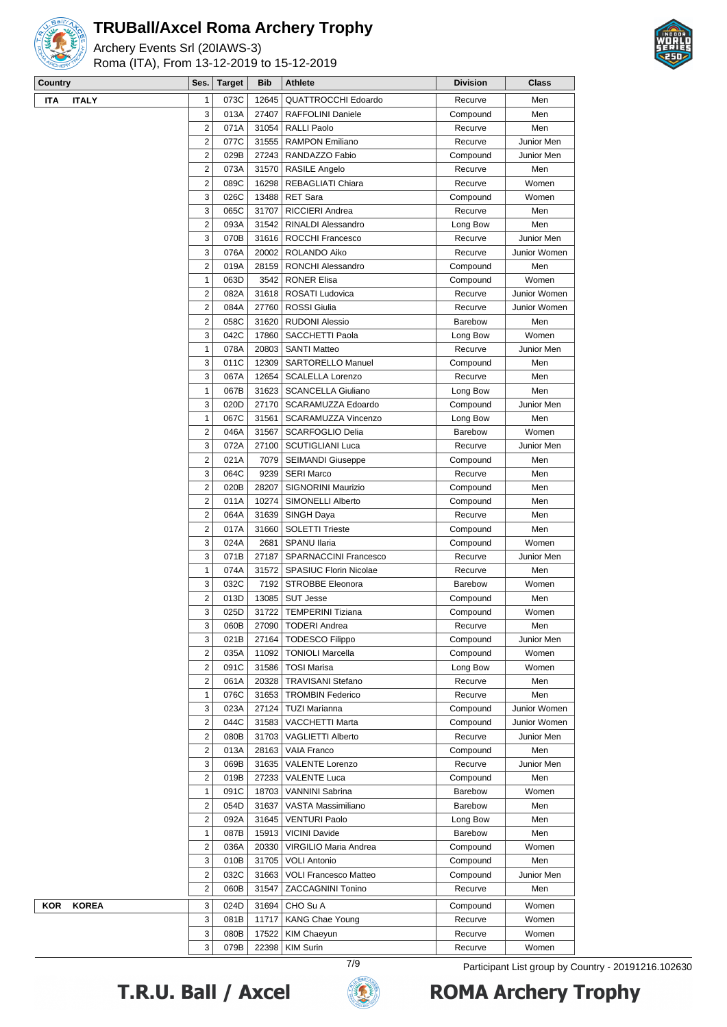# TRUBall/Axcel Roma Archery Trophy

Archery Events Srl (20IAWS-3)

Roma (ITA), From 13-12-2019 to 15-12-2019

| Country | Ses. | Target | Bib | Athlete | Division | Class |
|---|---|---|---|---|---|---|
| ITA ITALY | 1 | 073C | 12645 | QUATTROCCHI Edoardo | Recurve | Men |
| | 3 | 013A | 27407 | RAFFOLINI Daniele | Compound | Men |
| | 2 | 071A | 31054 | RALLI Paolo | Recurve | Men |
| | 2 | 077C | 31555 | RAMPON Emiliano | Recurve | Junior Men |
| | 2 | 029B | 27243 | RANDAZZO Fabio | Compound | Junior Men |
| | 2 | 073A | 31570 | RASILE Angelo | Recurve | Men |
| | 2 | 089C | 16298 | REBAGLIATI Chiara | Recurve | Women |
| | 3 | 026C | 13488 | RET Sara | Compound | Women |
| | 3 | 065C | 31707 | RICCIERI Andrea | Recurve | Men |
| | 2 | 093A | 31542 | RINALDI Alessandro | Long Bow | Men |
| | 3 | 070B | 31616 | ROCCHI Francesco | Recurve | Junior Men |
| | 3 | 076A | 20002 | ROLANDO Aiko | Recurve | Junior Women |
| | 2 | 019A | 28159 | RONCHI Alessandro | Compound | Men |
| | 1 | 063D | 3542 | RONER Elisa | Compound | Women |
| | 2 | 082A | 31618 | ROSATI Ludovica | Recurve | Junior Women |
| | 2 | 084A | 27760 | ROSSI Giulia | Recurve | Junior Women |
| | 2 | 058C | 31620 | RUDONI Alessio | Barebow | Men |
| | 3 | 042C | 17860 | SACCHETTI Paola | Long Bow | Women |
| | 1 | 078A | 20803 | SANTI Matteo | Recurve | Junior Men |
| | 3 | 011C | 12309 | SARTORELLO Manuel | Compound | Men |
| | 3 | 067A | 12654 | SCALELLA Lorenzo | Recurve | Men |
| | 1 | 067B | 31623 | SCANCELLA Giuliano | Long Bow | Men |
| | 3 | 020D | 27170 | SCARAMUZZA Edoardo | Compound | Junior Men |
| | 1 | 067C | 31561 | SCARAMUZZA Vincenzo | Long Bow | Men |
| | 2 | 046A | 31567 | SCARFOGLIO Delia | Barebow | Women |
| | 3 | 072A | 27100 | SCUTIGLIANI Luca | Recurve | Junior Men |
| | 2 | 021A | 7079 | SEIMANDI Giuseppe | Compound | Men |
| | 3 | 064C | 9239 | SERI Marco | Recurve | Men |
| | 2 | 020B | 28207 | SIGNORINI Maurizio | Compound | Men |
| | 2 | 011A | 10274 | SIMONELLI Alberto | Compound | Men |
| | 2 | 064A | 31639 | SINGH Daya | Recurve | Men |
| | 2 | 017A | 31660 | SOLETTI Trieste | Compound | Men |
| | 3 | 024A | 2681 | SPANU Ilaria | Compound | Women |
| | 3 | 071B | 27187 | SPARNACCINI Francesco | Recurve | Junior Men |
| | 1 | 074A | 31572 | SPASIUC Florin Nicolae | Recurve | Men |
| | 3 | 032C | 7192 | STROBBE Eleonora | Barebow | Women |
| | 2 | 013D | 13085 | SUT Jesse | Compound | Men |
| | 3 | 025D | 31722 | TEMPERINI Tiziana | Compound | Women |
| | 3 | 060B | 27090 | TODERI Andrea | Recurve | Men |
| | 3 | 021B | 27164 | TODESCO Filippo | Compound | Junior Men |
| | 2 | 035A | 11092 | TONIOLI Marcella | Compound | Women |
| | 2 | 091C | 31586 | TOSI Marisa | Long Bow | Women |
| | 2 | 061A | 20328 | TRAVISANI Stefano | Recurve | Men |
| | 1 | 076C | 31653 | TROMBIN Federico | Recurve | Men |
| | 3 | 023A | 27124 | TUZI Marianna | Compound | Junior Women |
| | 2 | 044C | 31583 | VACCHETTI Marta | Compound | Junior Women |
| | 2 | 080B | 31703 | VAGLIETTI Alberto | Recurve | Junior Men |
| | 2 | 013A | 28163 | VAIA Franco | Compound | Men |
| | 3 | 069B | 31635 | VALENTE Lorenzo | Recurve | Junior Men |
| | 2 | 019B | 27233 | VALENTE Luca | Compound | Men |
| | 1 | 091C | 18703 | VANNINI Sabrina | Barebow | Women |
| | 2 | 054D | 31637 | VASTA Massimiliano | Barebow | Men |
| | 2 | 092A | 31645 | VENTURI Paolo | Long Bow | Men |
| | 1 | 087B | 15913 | VICINI Davide | Barebow | Men |
| | 2 | 036A | 20330 | VIRGILIO Maria Andrea | Compound | Women |
| | 3 | 010B | 31705 | VOLI Antonio | Compound | Men |
| | 2 | 032C | 31663 | VOLI Francesco Matteo | Compound | Junior Men |
| | 2 | 060B | 31547 | ZACCAGNINI Tonino | Recurve | Men |
| KOR KOREA | 3 | 024D | 31694 | CHO Su A | Compound | Women |
| | 3 | 081B | 11717 | KANG Chae Young | Recurve | Women |
| | 3 | 080B | 17522 | KIM Chaeyun | Recurve | Women |
| | 3 | 079B | 22398 | KIM Surin | Recurve | Women |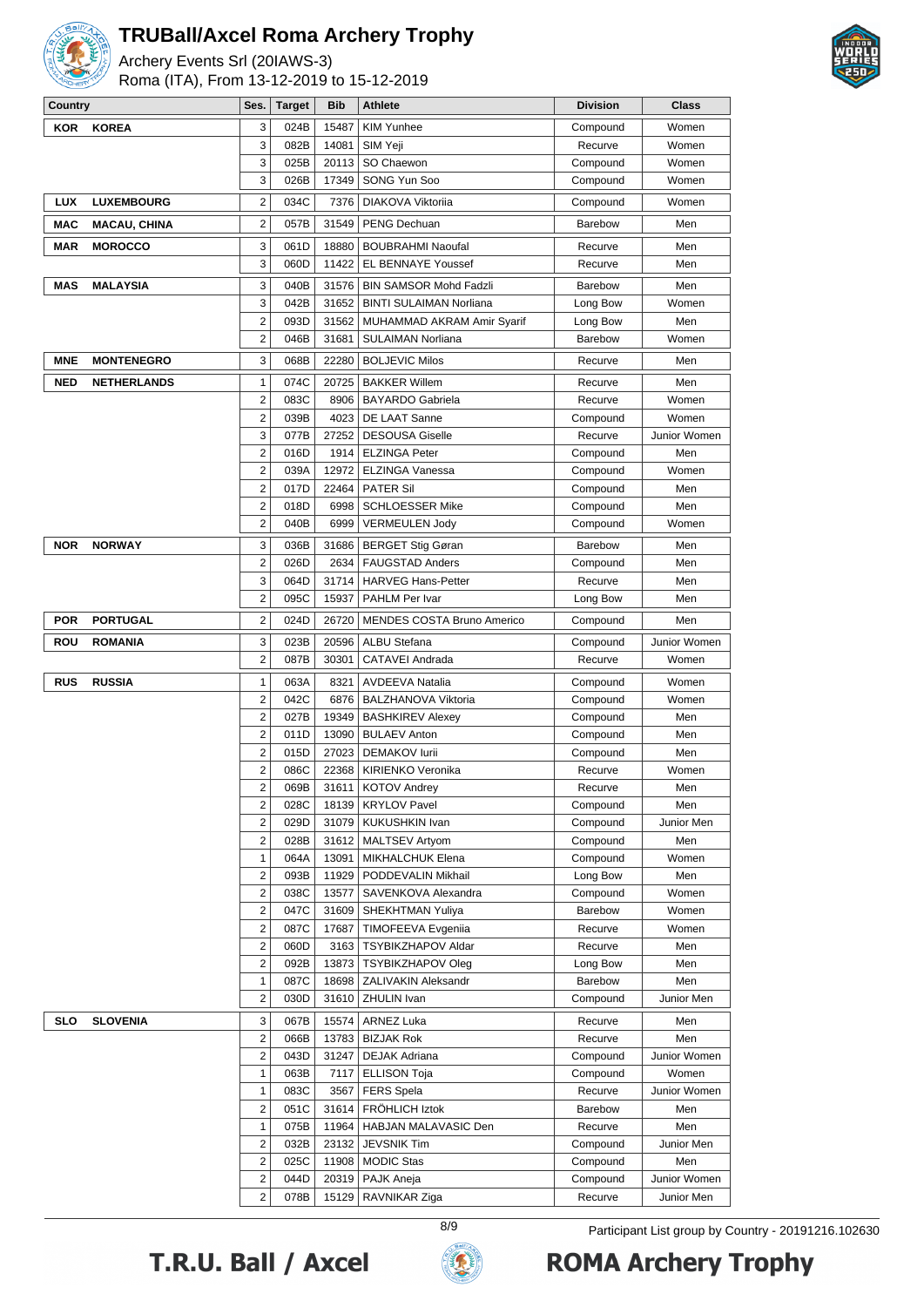# TRUBall/Axcel Roma Archery Trophy

Archery Events Srl (20IAWS-3)

Roma (ITA), From 13-12-2019 to 15-12-2019

| Country | | Ses. | Target | Bib | Athlete | Division | Class |
|---|---|---|---|---|---|---|---|
| KOR | KOREA | 3 | 024B | 15487 | KIM Yunhee | Compound | Women |
| | | 3 | 082B | 14081 | SIM Yeji | Recurve | Women |
| | | 3 | 025B | 20113 | SO Chaewon | Compound | Women |
| | | 3 | 026B | 17349 | SONG Yun Soo | Compound | Women |
| LUX | LUXEMBOURG | 2 | 034C | 7376 | DIAKOVA Viktoriia | Compound | Women |
| MAC | MACAU, CHINA | 2 | 057B | 31549 | PENG Dechuan | Barebow | Men |
| MAR | MOROCCO | 3 | 061D | 18880 | BOUBRAHMI Naoufal | Recurve | Men |
| | | 3 | 060D | 11422 | EL BENNAYE Youssef | Recurve | Men |
| MAS | MALAYSIA | 3 | 040B | 31576 | BIN SAMSOR Mohd Fadzli | Barebow | Men |
| | | 3 | 042B | 31652 | BINTI SULAIMAN Norliana | Long Bow | Women |
| | | 2 | 093D | 31562 | MUHAMMAD AKRAM Amir Syarif | Long Bow | Men |
| | | 2 | 046B | 31681 | SULAIMAN Norliana | Barebow | Women |
| MNE | MONTENEGRO | 3 | 068B | 22280 | BOLJEVIC Milos | Recurve | Men |
| NED | NETHERLANDS | 1 | 074C | 20725 | BAKKER Willem | Recurve | Men |
| | | 2 | 083C | 8906 | BAYARDO Gabriela | Recurve | Women |
| | | 2 | 039B | 4023 | DE LAAT Sanne | Compound | Women |
| | | 3 | 077B | 27252 | DESOUSA Giselle | Recurve | Junior Women |
| | | 2 | 016D | 1914 | ELZINGA Peter | Compound | Men |
| | | 2 | 039A | 12972 | ELZINGA Vanessa | Compound | Women |
| | | 2 | 017D | 22464 | PATER Sil | Compound | Men |
| | | 2 | 018D | 6998 | SCHLOESSER Mike | Compound | Men |
| | | 2 | 040B | 6999 | VERMEULEN Jody | Compound | Women |
| NOR | NORWAY | 3 | 036B | 31686 | BERGET Stig Gøran | Barebow | Men |
| | | 2 | 026D | 2634 | FAUGSTAD Anders | Compound | Men |
| | | 3 | 064D | 31714 | HARVEG Hans-Petter | Recurve | Men |
| | | 2 | 095C | 15937 | PAHLM Per Ivar | Long Bow | Men |
| POR | PORTUGAL | 2 | 024D | 26720 | MENDES COSTA Bruno Americo | Compound | Men |
| ROU | ROMANIA | 3 | 023B | 20596 | ALBU Stefana | Compound | Junior Women |
| | | 2 | 087B | 30301 | CATAVEI Andrada | Recurve | Women |
| RUS | RUSSIA | 1 | 063A | 8321 | AVDEEVA Natalia | Compound | Women |
| | | 2 | 042C | 6876 | BALZHANOVA Viktoria | Compound | Women |
| | | 2 | 027B | 19349 | BASHKIREV Alexey | Compound | Men |
| | | 2 | 011D | 13090 | BULAEV Anton | Compound | Men |
| | | 2 | 015D | 27023 | DEMAKOV Iurii | Compound | Men |
| | | 2 | 086C | 22368 | KIRIENKO Veronika | Recurve | Women |
| | | 2 | 069B | 31611 | KOTOV Andrey | Recurve | Men |
| | | 2 | 028C | 18139 | KRYLOV Pavel | Compound | Men |
| | | 2 | 029D | 31079 | KUKUSHKIN Ivan | Compound | Junior Men |
| | | 2 | 028B | 31612 | MALTSEV Artyom | Compound | Men |
| | | 1 | 064A | 13091 | MIKHALCHUK Elena | Compound | Women |
| | | 2 | 093B | 11929 | PODDEVALIN Mikhail | Long Bow | Men |
| | | 2 | 038C | 13577 | SAVENKOVA Alexandra | Compound | Women |
| | | 2 | 047C | 31609 | SHEKHTMAN Yuliya | Barebow | Women |
| | | 2 | 087C | 17687 | TIMOFEEVA Evgeniia | Recurve | Women |
| | | 2 | 060D | 3163 | TSYBIKZHAPOV Aldar | Recurve | Men |
| | | 2 | 092B | 13873 | TSYBIKZHAPOV Oleg | Long Bow | Men |
| | | 1 | 087C | 18698 | ZALIVAKIN Aleksandr | Barebow | Men |
| | | 2 | 030D | 31610 | ZHULIN Ivan | Compound | Junior Men |
| SLO | SLOVENIA | 3 | 067B | 15574 | ARNEZ Luka | Recurve | Men |
| | | 2 | 066B | 13783 | BIZJAK Rok | Recurve | Men |
| | | 2 | 043D | 31247 | DEJAK Adriana | Compound | Junior Women |
| | | 1 | 063B | 7117 | ELLISON Toja | Compound | Women |
| | | 1 | 083C | 3567 | FERS Spela | Recurve | Junior Women |
| | | 2 | 051C | 31614 | FRÖHLICH Iztok | Barebow | Men |
| | | 1 | 075B | 11964 | HABJAN MALAVASIC Den | Recurve | Men |
| | | 2 | 032B | 23132 | JEVSNIK Tim | Compound | Junior Men |
| | | 2 | 025C | 11908 | MODIC Stas | Compound | Men |
| | | 2 | 044D | 20319 | PAJK Aneja | Compound | Junior Women |
| | | 2 | 078B | 15129 | RAVNIKAR Ziga | Recurve | Junior Men |

Participant List group by Country - 20191216.102630

T.R.U. Ball / Axcel — ROMA Archery Trophy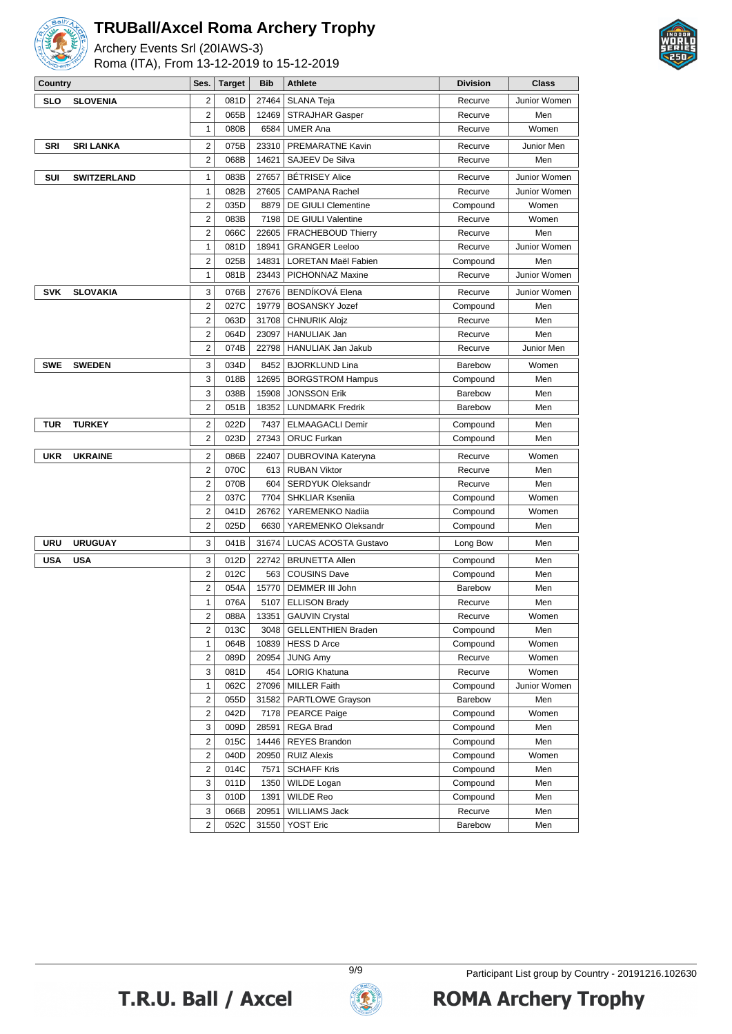# TRUBall/Axcel Roma Archery Trophy

Archery Events Srl (20IAWS-3)

Roma (ITA), From 13-12-2019 to 15-12-2019

| Country | | Ses. | Target | Bib | Athlete | Division | Class |
|---|---|---|---|---|---|---|---|
| **SLO** | **SLOVENIA** | 2 | 081D | 27464 | SLANA Teja | Recurve | Junior Women |
| | | 2 | 065B | 12469 | STRAJHAR Gasper | Recurve | Men |
| | | 1 | 080B | 6584 | UMER Ana | Recurve | Women |
| **SRI** | **SRI LANKA** | 2 | 075B | 23310 | PREMARATNE Kavin | Recurve | Junior Men |
| | | 2 | 068B | 14621 | SAJEEV De Silva | Recurve | Men |
| **SUI** | **SWITZERLAND** | 1 | 083B | 27657 | BÉTRISEY Alice | Recurve | Junior Women |
| | | 1 | 082B | 27605 | CAMPANA Rachel | Recurve | Junior Women |
| | | 2 | 035D | 8879 | DE GIULI Clementine | Compound | Women |
| | | 2 | 083B | 7198 | DE GIULI Valentine | Recurve | Women |
| | | 2 | 066C | 22605 | FRACHEBOUD Thierry | Recurve | Men |
| | | 1 | 081D | 18941 | GRANGER Leeloo | Recurve | Junior Women |
| | | 2 | 025B | 14831 | LORETAN Maël Fabien | Compound | Men |
| | | 1 | 081B | 23443 | PICHONNAZ Maxine | Recurve | Junior Women |
| **SVK** | **SLOVAKIA** | 3 | 076B | 27676 | BENDÍKOVÁ Elena | Recurve | Junior Women |
| | | 2 | 027C | 19779 | BOSANSKY Jozef | Compound | Men |
| | | 2 | 063D | 31708 | CHNURIK Alojz | Recurve | Men |
| | | 2 | 064D | 23097 | HANULIAK Jan | Recurve | Men |
| | | 2 | 074B | 22798 | HANULIAK Jan Jakub | Recurve | Junior Men |
| **SWE** | **SWEDEN** | 3 | 034D | 8452 | BJORKLUND Lina | Barebow | Women |
| | | 3 | 018B | 12695 | BORGSTROM Hampus | Compound | Men |
| | | 3 | 038B | 15908 | JONSSON Erik | Barebow | Men |
| | | 2 | 051B | 18352 | LUNDMARK Fredrik | Barebow | Men |
| **TUR** | **TURKEY** | 2 | 022D | 7437 | ELMAAGACLI Demir | Compound | Men |
| | | 2 | 023D | 27343 | ORUC Furkan | Compound | Men |
| **UKR** | **UKRAINE** | 2 | 086B | 22407 | DUBROVINA Kateryna | Recurve | Women |
| | | 2 | 070C | 613 | RUBAN Viktor | Recurve | Men |
| | | 2 | 070B | 604 | SERDYUK Oleksandr | Recurve | Men |
| | | 2 | 037C | 7704 | SHKLIAR Kseniia | Compound | Women |
| | | 2 | 041D | 26762 | YAREMENKO Nadiia | Compound | Women |
| | | 2 | 025D | 6630 | YAREMENKO Oleksandr | Compound | Men |
| **URU** | **URUGUAY** | 3 | 041B | 31674 | LUCAS ACOSTA Gustavo | Long Bow | Men |
| **USA** | **USA** | 3 | 012D | 22742 | BRUNETTA Allen | Compound | Men |
| | | 2 | 012C | 563 | COUSINS Dave | Compound | Men |
| | | 2 | 054A | 15770 | DEMMER III John | Barebow | Men |
| | | 1 | 076A | 5107 | ELLISON Brady | Recurve | Men |
| | | 2 | 088A | 13351 | GAUVIN Crystal | Recurve | Women |
| | | 2 | 013C | 3048 | GELLENTHIEN Braden | Compound | Men |
| | | 1 | 064B | 10839 | HESS D Arce | Compound | Women |
| | | 2 | 089D | 20954 | JUNG Amy | Recurve | Women |
| | | 3 | 081D | 454 | LORIG Khatuna | Recurve | Women |
| | | 1 | 062C | 27096 | MILLER Faith | Compound | Junior Women |
| | | 2 | 055D | 31582 | PARTLOWE Grayson | Barebow | Men |
| | | 2 | 042D | 7178 | PEARCE Paige | Compound | Women |
| | | 3 | 009D | 28591 | REGA Brad | Compound | Men |
| | | 2 | 015C | 14446 | REYES Brandon | Compound | Men |
| | | 2 | 040D | 20950 | RUIZ Alexis | Compound | Women |
| | | 2 | 014C | 7571 | SCHAFF Kris | Compound | Men |
| | | 3 | 011D | 1350 | WILDE Logan | Compound | Men |
| | | 3 | 010D | 1391 | WILDE Reo | Compound | Men |
| | | 3 | 066B | 20951 | WILLIAMS Jack | Recurve | Men |
| | | 2 | 052C | 31550 | YOST Eric | Barebow | Men |

Participant List group by Country - 20191216.102630